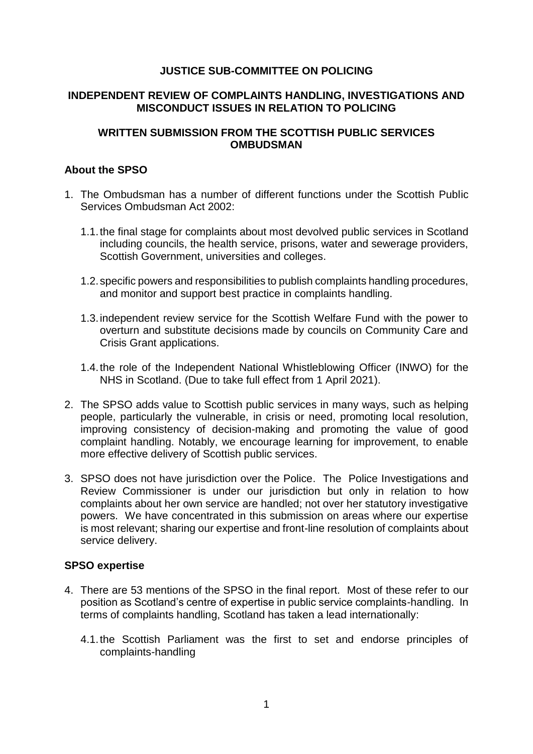**JUSTICE SUB-COMMITTEE ON POLICING**

**INDEPENDENT REVIEW OF COMPLAINTS HANDLING, INVESTIGATIONS AND MISCONDUCT ISSUES IN RELATION TO POLICING**

**WRITTEN SUBMISSION FROM THE SCOTTISH PUBLIC SERVICES OMBUDSMAN**

## About the SPSO

1. The Ombudsman has a number of different functions under the Scottish Public Services Ombudsman Act 2002:

   1.1. the final stage for complaints about most devolved public services in Scotland including councils, the health service, prisons, water and sewerage providers, Scottish Government, universities and colleges.

   1.2. specific powers and responsibilities to publish complaints handling procedures, and monitor and support best practice in complaints handling.

   1.3. independent review service for the Scottish Welfare Fund with the power to overturn and substitute decisions made by councils on Community Care and Crisis Grant applications.

   1.4. the role of the Independent National Whistleblowing Officer (INWO) for the NHS in Scotland. (Due to take full effect from 1 April 2021).

2. The SPSO adds value to Scottish public services in many ways, such as helping people, particularly the vulnerable, in crisis or need, promoting local resolution, improving consistency of decision-making and promoting the value of good complaint handling. Notably, we encourage learning for improvement, to enable more effective delivery of Scottish public services.

3. SPSO does not have jurisdiction over the Police. The Police Investigations and Review Commissioner is under our jurisdiction but only in relation to how complaints about her own service are handled; not over her statutory investigative powers. We have concentrated in this submission on areas where our expertise is most relevant; sharing our expertise and front-line resolution of complaints about service delivery.

## SPSO expertise

4. There are 53 mentions of the SPSO in the final report. Most of these refer to our position as Scotland's centre of expertise in public service complaints-handling. In terms of complaints handling, Scotland has taken a lead internationally:

   4.1. the Scottish Parliament was the first to set and endorse principles of complaints-handling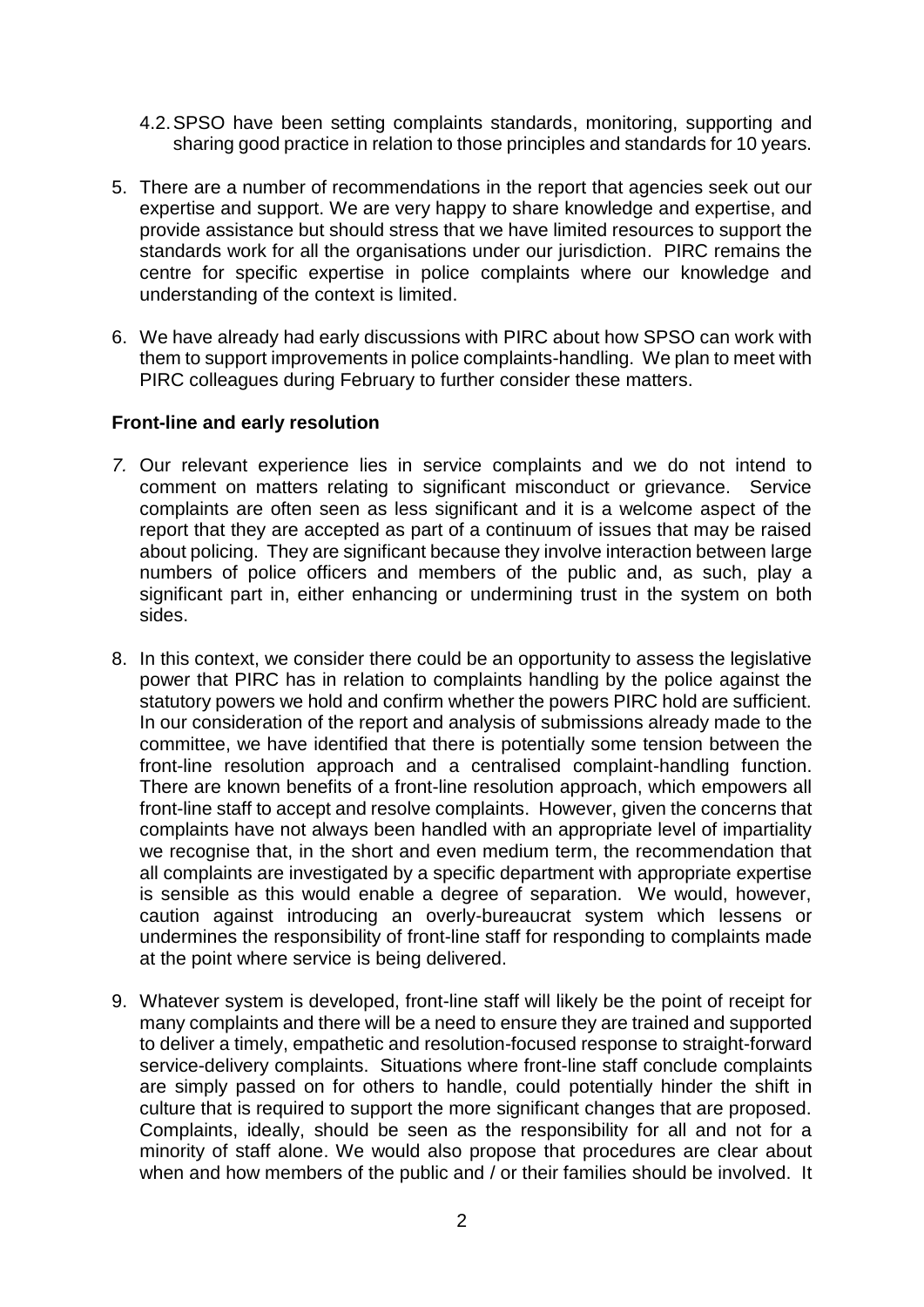4.2. SPSO have been setting complaints standards, monitoring, supporting and sharing good practice in relation to those principles and standards for 10 years.

5. There are a number of recommendations in the report that agencies seek out our expertise and support. We are very happy to share knowledge and expertise, and provide assistance but should stress that we have limited resources to support the standards work for all the organisations under our jurisdiction. PIRC remains the centre for specific expertise in police complaints where our knowledge and understanding of the context is limited.

6. We have already had early discussions with PIRC about how SPSO can work with them to support improvements in police complaints-handling. We plan to meet with PIRC colleagues during February to further consider these matters.

**Front-line and early resolution**

7. Our relevant experience lies in service complaints and we do not intend to comment on matters relating to significant misconduct or grievance. Service complaints are often seen as less significant and it is a welcome aspect of the report that they are accepted as part of a continuum of issues that may be raised about policing. They are significant because they involve interaction between large numbers of police officers and members of the public and, as such, play a significant part in, either enhancing or undermining trust in the system on both sides.

8. In this context, we consider there could be an opportunity to assess the legislative power that PIRC has in relation to complaints handling by the police against the statutory powers we hold and confirm whether the powers PIRC hold are sufficient. In our consideration of the report and analysis of submissions already made to the committee, we have identified that there is potentially some tension between the front-line resolution approach and a centralised complaint-handling function. There are known benefits of a front-line resolution approach, which empowers all front-line staff to accept and resolve complaints. However, given the concerns that complaints have not always been handled with an appropriate level of impartiality we recognise that, in the short and even medium term, the recommendation that all complaints are investigated by a specific department with appropriate expertise is sensible as this would enable a degree of separation. We would, however, caution against introducing an overly-bureaucrat system which lessens or undermines the responsibility of front-line staff for responding to complaints made at the point where service is being delivered.

9. Whatever system is developed, front-line staff will likely be the point of receipt for many complaints and there will be a need to ensure they are trained and supported to deliver a timely, empathetic and resolution-focused response to straight-forward service-delivery complaints. Situations where front-line staff conclude complaints are simply passed on for others to handle, could potentially hinder the shift in culture that is required to support the more significant changes that are proposed. Complaints, ideally, should be seen as the responsibility for all and not for a minority of staff alone. We would also propose that procedures are clear about when and how members of the public and / or their families should be involved. It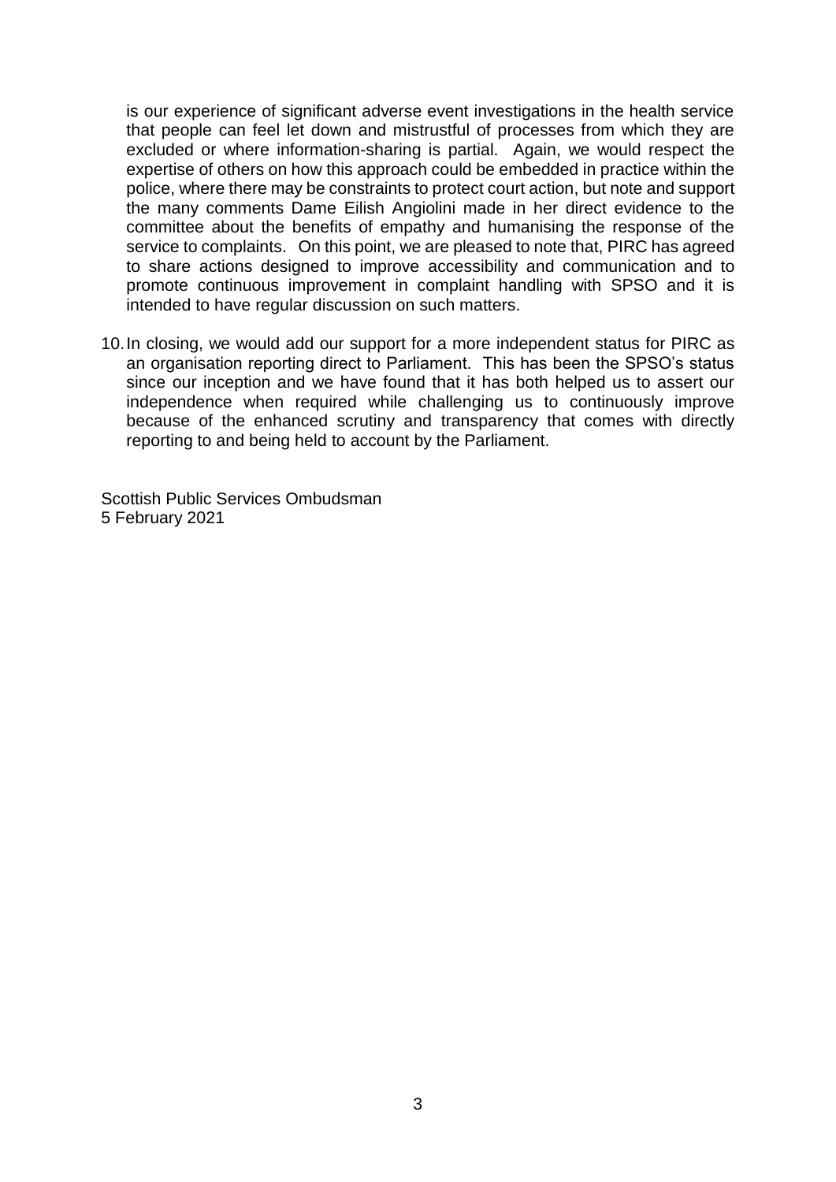is our experience of significant adverse event investigations in the health service that people can feel let down and mistrustful of processes from which they are excluded or where information-sharing is partial. Again, we would respect the expertise of others on how this approach could be embedded in practice within the police, where there may be constraints to protect court action, but note and support the many comments Dame Eilish Angiolini made in her direct evidence to the committee about the benefits of empathy and humanising the response of the service to complaints. On this point, we are pleased to note that, PIRC has agreed to share actions designed to improve accessibility and communication and to promote continuous improvement in complaint handling with SPSO and it is intended to have regular discussion on such matters.

10. In closing, we would add our support for a more independent status for PIRC as an organisation reporting direct to Parliament. This has been the SPSO's status since our inception and we have found that it has both helped us to assert our independence when required while challenging us to continuously improve because of the enhanced scrutiny and transparency that comes with directly reporting to and being held to account by the Parliament.

Scottish Public Services Ombudsman
5 February 2021